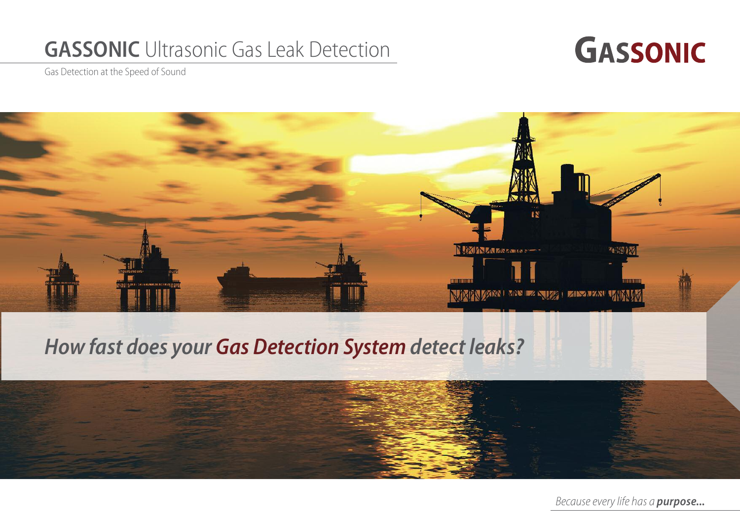# **GASSONIC** Ultrasonic Gas Leak Detection

Gas Detection at the Speed of Sound

**GASSONIC**

***How fast does your Gas Detection System detect leaks?***

*Because every life has a **purpose...***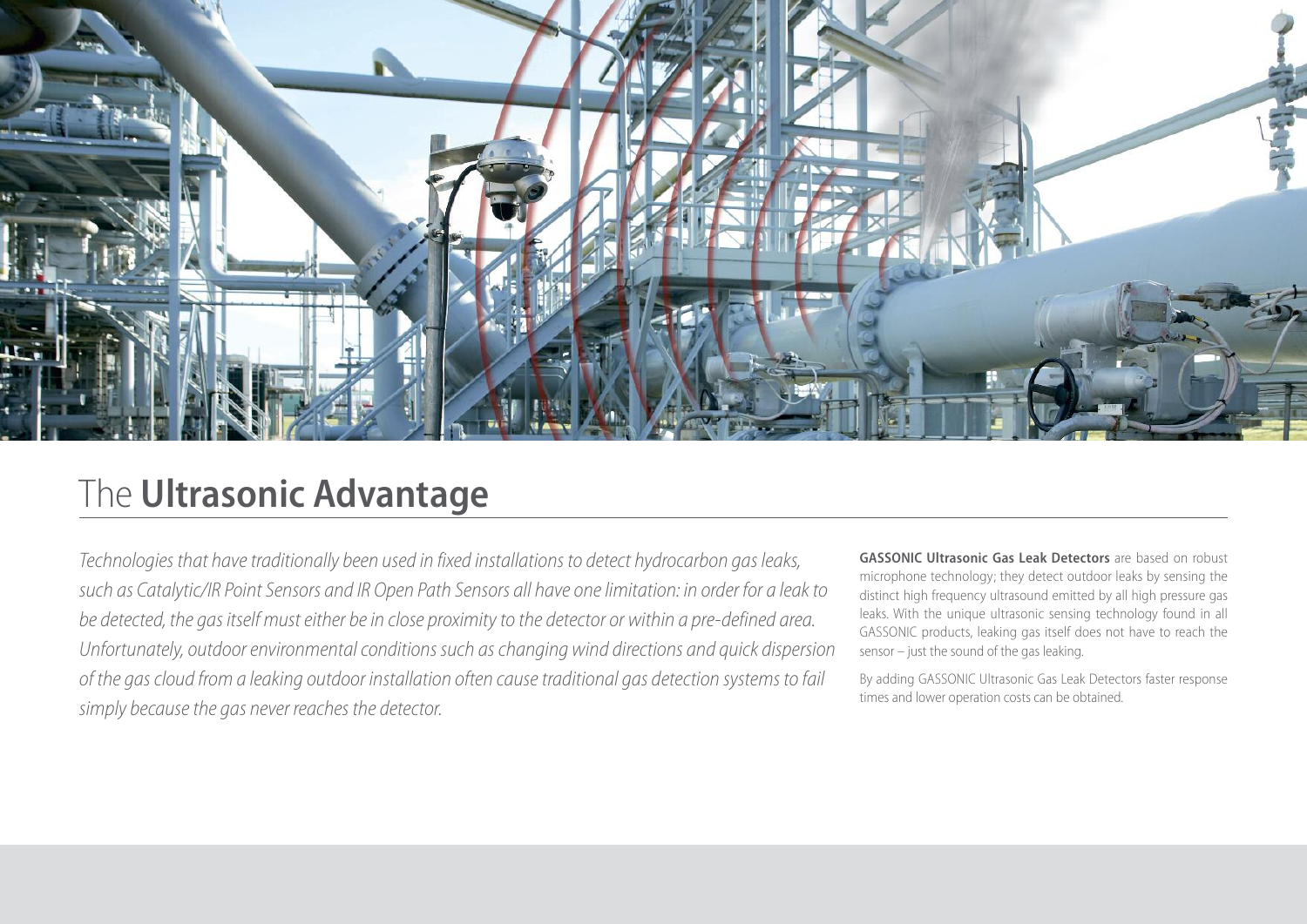# The **Ultrasonic Advantage**

*Technologies that have traditionally been used in fixed installations to detect hydrocarbon gas leaks, such as Catalytic/IR Point Sensors and IR Open Path Sensors all have one limitation: in order for a leak to be detected, the gas itself must either be in close proximity to the detector or within a pre-defined area. Unfortunately, outdoor environmental conditions such as changing wind directions and quick dispersion of the gas cloud from a leaking outdoor installation often cause traditional gas detection systems to fail simply because the gas never reaches the detector.*

**GASSONIC Ultrasonic Gas Leak Detectors** are based on robust microphone technology; they detect outdoor leaks by sensing the distinct high frequency ultrasound emitted by all high pressure gas leaks. With the unique ultrasonic sensing technology found in all GASSONIC products, leaking gas itself does not have to reach the sensor – just the sound of the gas leaking.

By adding GASSONIC Ultrasonic Gas Leak Detectors faster response times and lower operation costs can be obtained.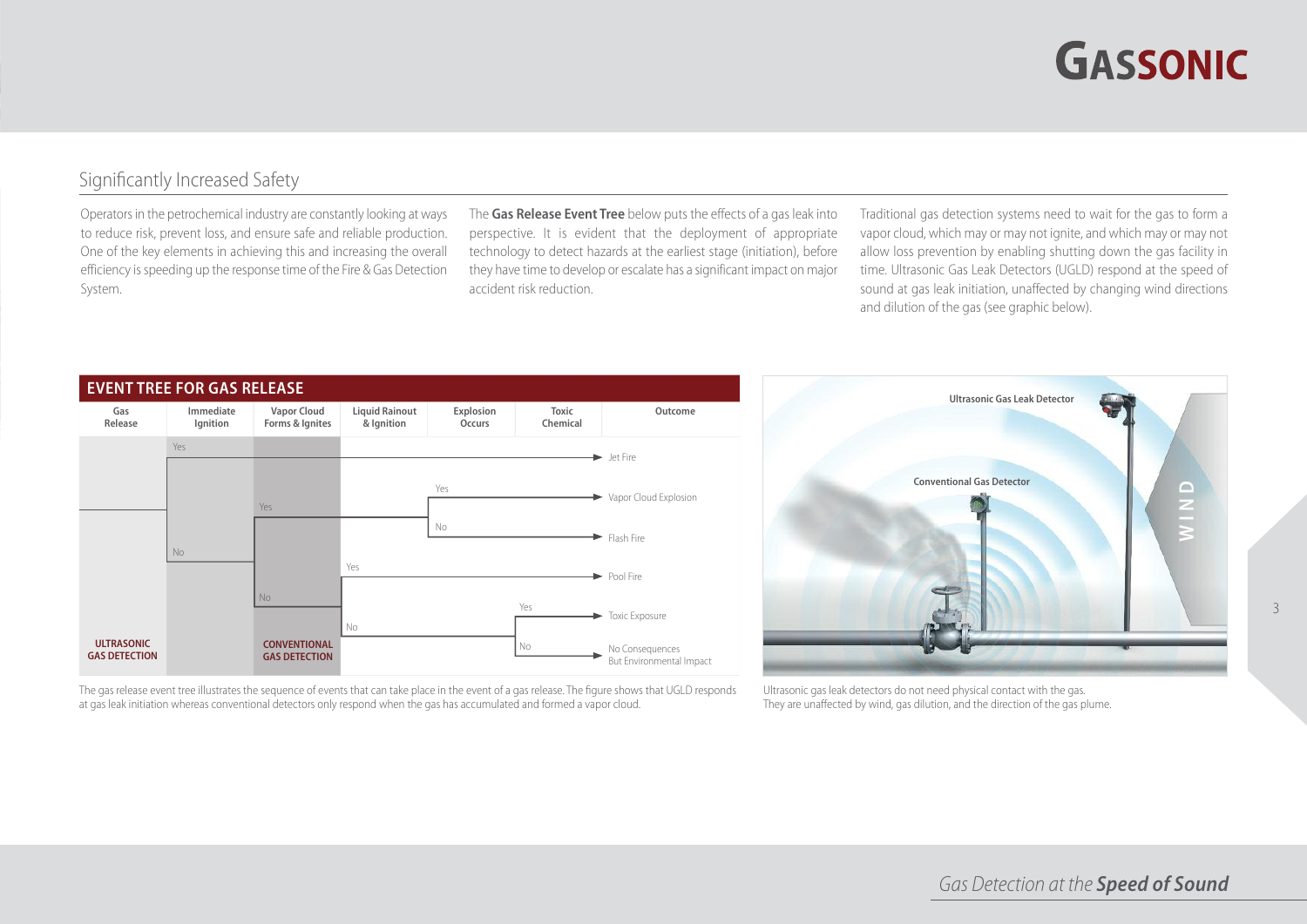## Significantly Increased Safety

Operators in the petrochemical industry are constantly looking at ways to reduce risk, prevent loss, and ensure safe and reliable production. One of the key elements in achieving this and increasing the overall efficiency is speeding up the response time of the Fire & Gas Detection System.

The **Gas Release Event Tree** below puts the effects of a gas leak into perspective. It is evident that the deployment of appropriate technology to detect hazards at the earliest stage (initiation), before they have time to develop or escalate has a significant impact on major accident risk reduction.

Traditional gas detection systems need to wait for the gas to form a vapor cloud, which may or may not ignite, and which may or may not allow loss prevention by enabling shutting down the gas facility in time. Ultrasonic Gas Leak Detectors (UGLD) respond at the speed of sound at gas leak initiation, unaffected by changing wind directions and dilution of the gas (see graphic below).

**EVENT TREE FOR GAS RELEASE**

| Gas Release | Immediate Ignition | Vapor Cloud Forms & Ignites | Liquid Rainout & Ignition | Explosion Occurs | Toxic Chemical | Outcome |
|---|---|---|---|---|---|---|
| | Yes | | | | | Jet Fire |
| | No | Yes | | Yes | | Vapor Cloud Explosion |
| | No | Yes | | No | | Flash Fire |
| | No | No | Yes | | | Pool Fire |
| | No | No | No | | Yes | Toxic Exposure |
| | No | No | No | | No | No Consequences But Environmental Impact |
| ULTRASONIC GAS DETECTION | | CONVENTIONAL GAS DETECTION | | | | |

The gas release event tree illustrates the sequence of events that can take place in the event of a gas release. The figure shows that UGLD responds at gas leak initiation whereas conventional detectors only respond when the gas has accumulated and formed a vapor cloud.

Ultrasonic Gas Leak Detector

Conventional Gas Detector

WIND

Ultrasonic gas leak detectors do not need physical contact with the gas. They are unaffected by wind, gas dilution, and the direction of the gas plume.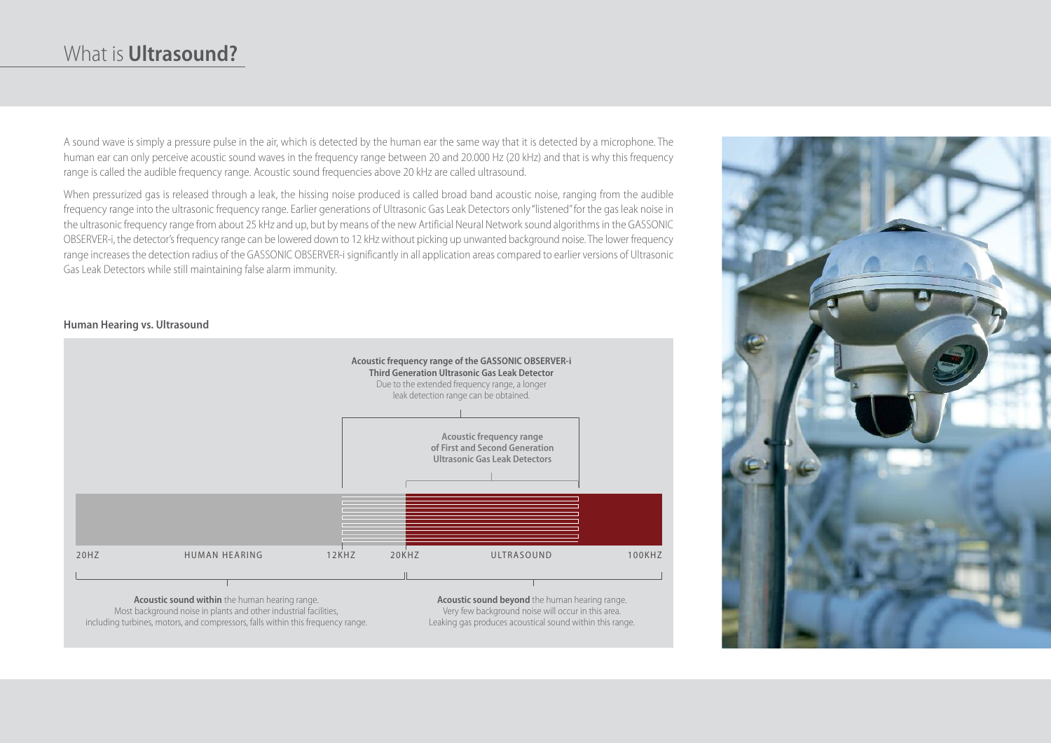# What is **Ultrasound?**

A sound wave is simply a pressure pulse in the air, which is detected by the human ear the same way that it is detected by a microphone. The human ear can only perceive acoustic sound waves in the frequency range between 20 and 20.000 Hz (20 kHz) and that is why this frequency range is called the audible frequency range. Acoustic sound frequencies above 20 kHz are called ultrasound.

When pressurized gas is released through a leak, the hissing noise produced is called broad band acoustic noise, ranging from the audible frequency range into the ultrasonic frequency range. Earlier generations of Ultrasonic Gas Leak Detectors only "listened" for the gas leak noise in the ultrasonic frequency range from about 25 kHz and up, but by means of the new Artificial Neural Network sound algorithms in the GASSONIC OBSERVER-i, the detector's frequency range can be lowered down to 12 kHz without picking up unwanted background noise. The lower frequency range increases the detection radius of the GASSONIC OBSERVER-i significantly in all application areas compared to earlier versions of Ultrasonic Gas Leak Detectors while still maintaining false alarm immunity.

### Human Hearing vs. Ultrasound

**Acoustic frequency range of the GASSONIC OBSERVER-i Third Generation Ultrasonic Gas Leak Detector**
Due to the extended frequency range, a longer leak detection range can be obtained.

**Acoustic frequency range of First and Second Generation Ultrasonic Gas Leak Detectors**

20HZ — HUMAN HEARING — 12KHZ — 20KHZ — ULTRASOUND — 100KHZ

**Acoustic sound within** the human hearing range.
Most background noise in plants and other industrial facilities, including turbines, motors, and compressors, falls within this frequency range.

**Acoustic sound beyond** the human hearing range.
Very few background noise will occur in this area.
Leaking gas produces acoustical sound within this range.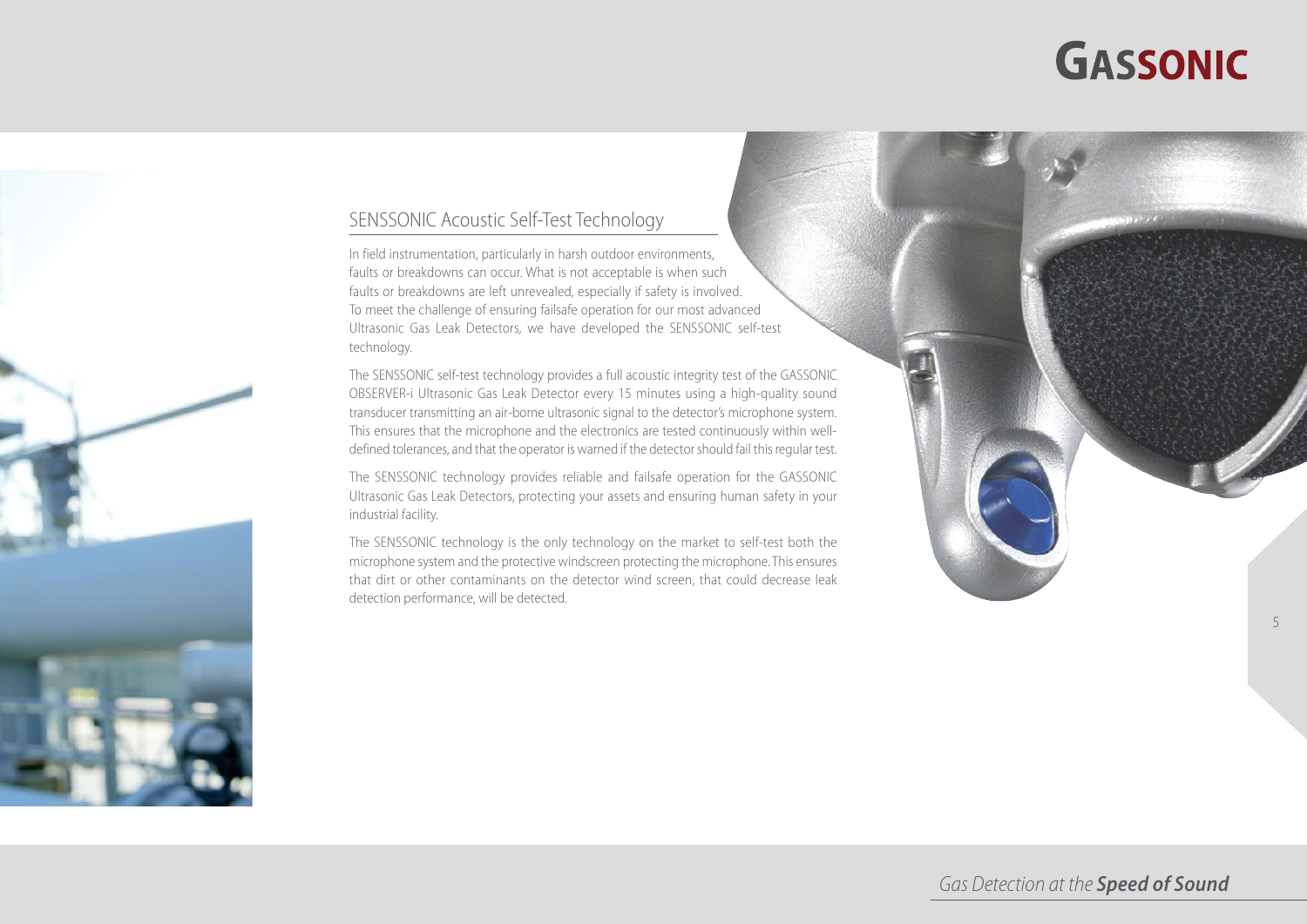## SENSSONIC Acoustic Self-Test Technology

In field instrumentation, particularly in harsh outdoor environments, faults or breakdowns can occur. What is not acceptable is when such faults or breakdowns are left unrevealed, especially if safety is involved. To meet the challenge of ensuring failsafe operation for our most advanced Ultrasonic Gas Leak Detectors, we have developed the SENSSONIC self-test technology.

The SENSSONIC self-test technology provides a full acoustic integrity test of the GASSONIC OBSERVER-i Ultrasonic Gas Leak Detector every 15 minutes using a high-quality sound transducer transmitting an air-borne ultrasonic signal to the detector's microphone system. This ensures that the microphone and the electronics are tested continuously within well-defined tolerances, and that the operator is warned if the detector should fail this regular test.

The SENSSONIC technology provides reliable and failsafe operation for the GASSONIC Ultrasonic Gas Leak Detectors, protecting your assets and ensuring human safety in your industrial facility.

The SENSSONIC technology is the only technology on the market to self-test both the microphone system and the protective windscreen protecting the microphone. This ensures that dirt or other contaminants on the detector wind screen, that could decrease leak detection performance, will be detected.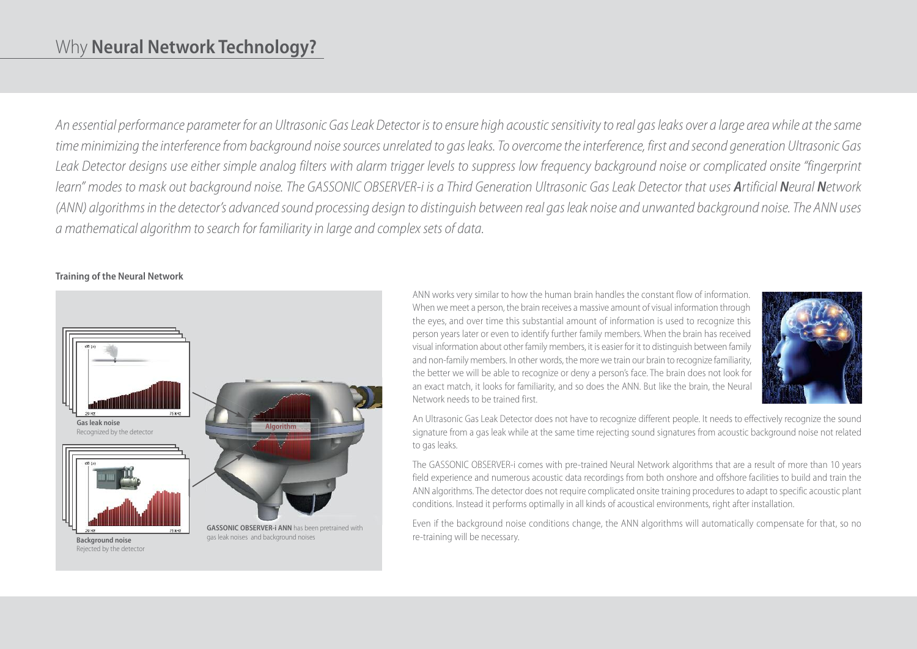# Why **Neural Network Technology?**

*An essential performance parameter for an Ultrasonic Gas Leak Detector is to ensure high acoustic sensitivity to real gas leaks over a large area while at the same time minimizing the interference from background noise sources unrelated to gas leaks. To overcome the interference, first and second generation Ultrasonic Gas Leak Detector designs use either simple analog filters with alarm trigger levels to suppress low frequency background noise or complicated onsite "fingerprint learn" modes to mask out background noise. The GASSONIC OBSERVER-i is a Third Generation Ultrasonic Gas Leak Detector that uses **A**rtificial **N**eural **N**etwork (ANN) algorithms in the detector's advanced sound processing design to distinguish between real gas leak noise and unwanted background noise. The ANN uses a mathematical algorithm to search for familiarity in large and complex sets of data.*

**Training of the Neural Network**

**Gas leak noise**
Recognized by the detector

**Background noise**
Rejected by the detector

Algorithm

**GASSONIC OBSERVER-i ANN** has been pretrained with gas leak noises and background noises

ANN works very similar to how the human brain handles the constant flow of information. When we meet a person, the brain receives a massive amount of visual information through the eyes, and over time this substantial amount of information is used to recognize this person years later or even to identify further family members. When the brain has received visual information about other family members, it is easier for it to distinguish between family and non-family members. In other words, the more we train our brain to recognize familiarity, the better we will be able to recognize or deny a person's face. The brain does not look for an exact match, it looks for familiarity, and so does the ANN. But like the brain, the Neural Network needs to be trained first.

An Ultrasonic Gas Leak Detector does not have to recognize different people. It needs to effectively recognize the sound signature from a gas leak while at the same time rejecting sound signatures from acoustic background noise not related to gas leaks.

The GASSONIC OBSERVER-i comes with pre-trained Neural Network algorithms that are a result of more than 10 years field experience and numerous acoustic data recordings from both onshore and offshore facilities to build and train the ANN algorithms. The detector does not require complicated onsite training procedures to adapt to specific acoustic plant conditions. Instead it performs optimally in all kinds of acoustical environments, right after installation.

Even if the background noise conditions change, the ANN algorithms will automatically compensate for that, so no re-training will be necessary.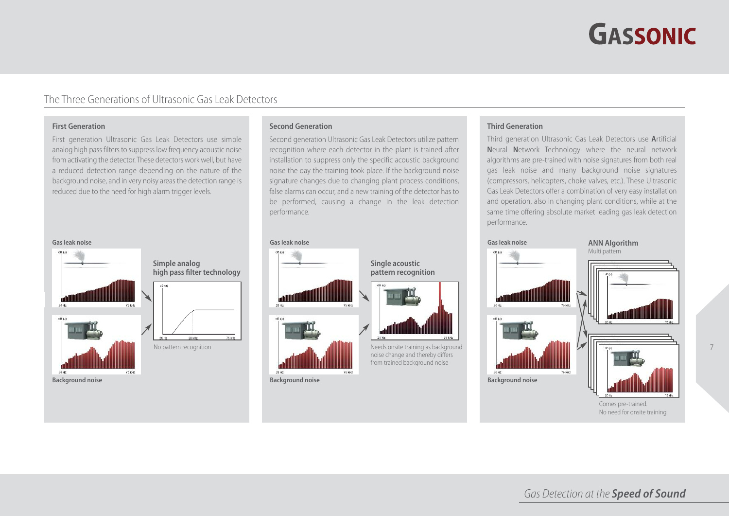# The Three Generations of Ultrasonic Gas Leak Detectors

### First Generation

First generation Ultrasonic Gas Leak Detectors use simple analog high pass filters to suppress low frequency acoustic noise from activating the detector. These detectors work well, but have a reduced detection range depending on the nature of the background noise, and in very noisy areas the detection range is reduced due to the need for high alarm trigger levels.

**Gas leak noise**

**Simple analog high pass filter technology**

No pattern recognition

**Background noise**

### Second Generation

Second generation Ultrasonic Gas Leak Detectors utilize pattern recognition where each detector in the plant is trained after installation to suppress only the specific acoustic background noise the day the training took place. If the background noise signature changes due to changing plant process conditions, false alarms can occur, and a new training of the detector has to be performed, causing a change in the leak detection performance.

**Gas leak noise**

**Single acoustic pattern recognition**

Needs onsite training as background noise change and thereby differs from trained background noise

**Background noise**

### Third Generation

Third generation Ultrasonic Gas Leak Detectors use **A**rtificial **N**eural **N**etwork Technology where the neural network algorithms are pre-trained with noise signatures from both real gas leak noise and many background noise signatures (compressors, helicopters, choke valves, etc.). These Ultrasonic Gas Leak Detectors offer a combination of very easy installation and operation, also in changing plant conditions, while at the same time offering absolute market leading gas leak detection performance.

**Gas leak noise**

**ANN Algorithm**
Multi pattern

**Background noise**

Comes pre-trained.
No need for onsite training.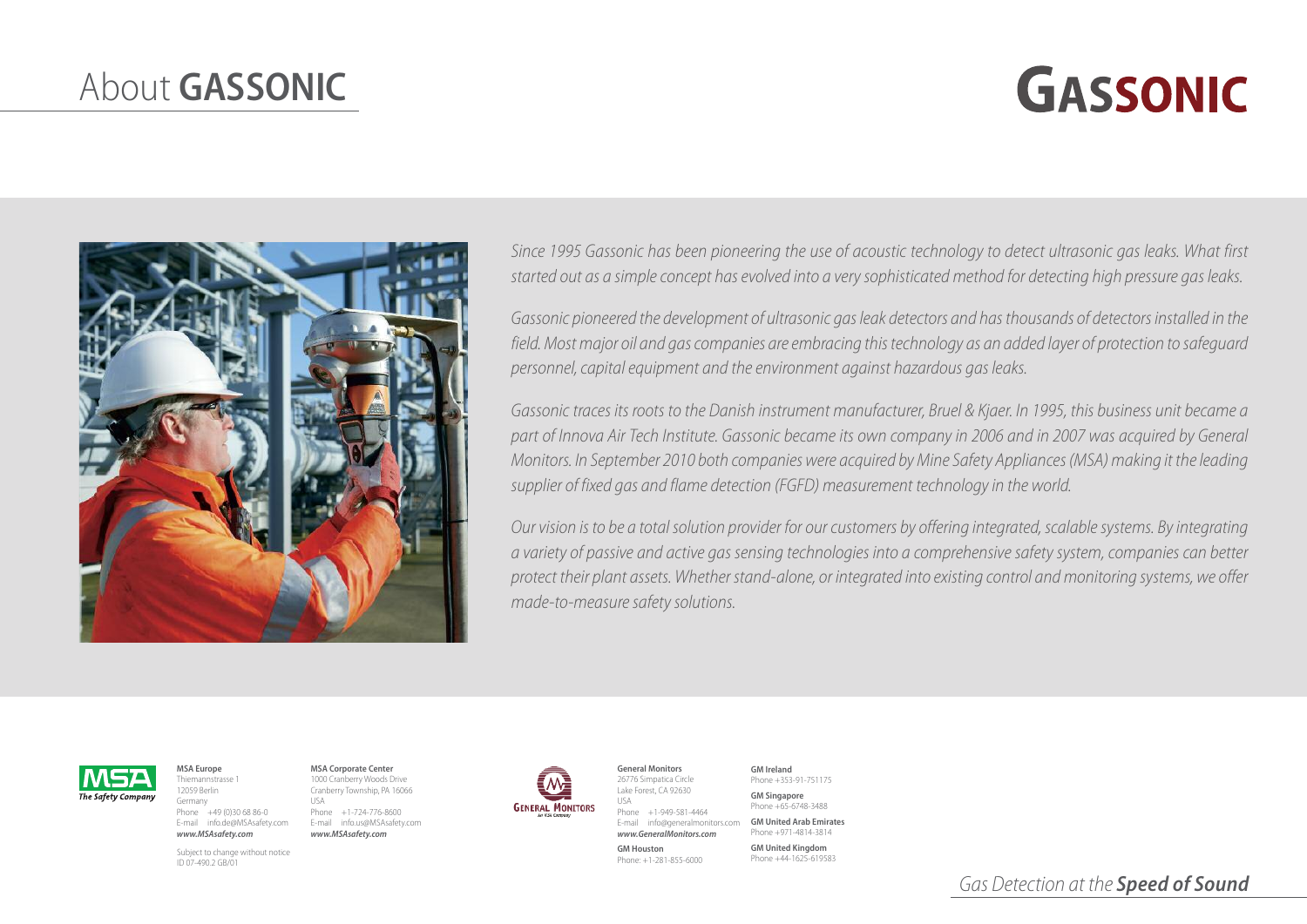# About **GASSONIC**

**GASSONIC**

*Since 1995 Gassonic has been pioneering the use of acoustic technology to detect ultrasonic gas leaks. What first started out as a simple concept has evolved into a very sophisticated method for detecting high pressure gas leaks.*

*Gassonic pioneered the development of ultrasonic gas leak detectors and has thousands of detectors installed in the field. Most major oil and gas companies are embracing this technology as an added layer of protection to safeguard personnel, capital equipment and the environment against hazardous gas leaks.*

*Gassonic traces its roots to the Danish instrument manufacturer, Bruel & Kjaer. In 1995, this business unit became a part of Innova Air Tech Institute. Gassonic became its own company in 2006 and in 2007 was acquired by General Monitors. In September 2010 both companies were acquired by Mine Safety Appliances (MSA) making it the leading supplier of fixed gas and flame detection (FGFD) measurement technology in the world.*

*Our vision is to be a total solution provider for our customers by offering integrated, scalable systems. By integrating a variety of passive and active gas sensing technologies into a comprehensive safety system, companies can better protect their plant assets. Whether stand-alone, or integrated into existing control and monitoring systems, we offer made-to-measure safety solutions.*

MSA *The Safety Company*

**MSA Europe**
Thiemannstrasse 1
12059 Berlin
Germany
Phone +49 (0)30 68 86-0
E-mail info.de@MSAsafety.com
***www.MSAsafety.com***

**MSA Corporate Center**
1000 Cranberry Woods Drive
Cranberry Township, PA 16066
USA
Phone +1-724-776-8600
E-mail info.us@MSAsafety.com
***www.MSAsafety.com***

Subject to change without notice
ID 07-490.2 GB/01

GENERAL MONITORS

**General Monitors**
26776 Simpatica Circle
Lake Forest, CA 92630
USA
Phone +1-949-581-4464
E-mail info@generalmonitors.com
***www.GeneralMonitors.com***

**GM Houston**
Phone: +1-281-855-6000

**GM Ireland**
Phone +353-91-751175

**GM Singapore**
Phone +65-6748-3488

**GM United Arab Emirates**
Phone +971-4814-3814

**GM United Kingdom**
Phone +44-1625-619583

*Gas Detection at the* ***Speed of Sound***